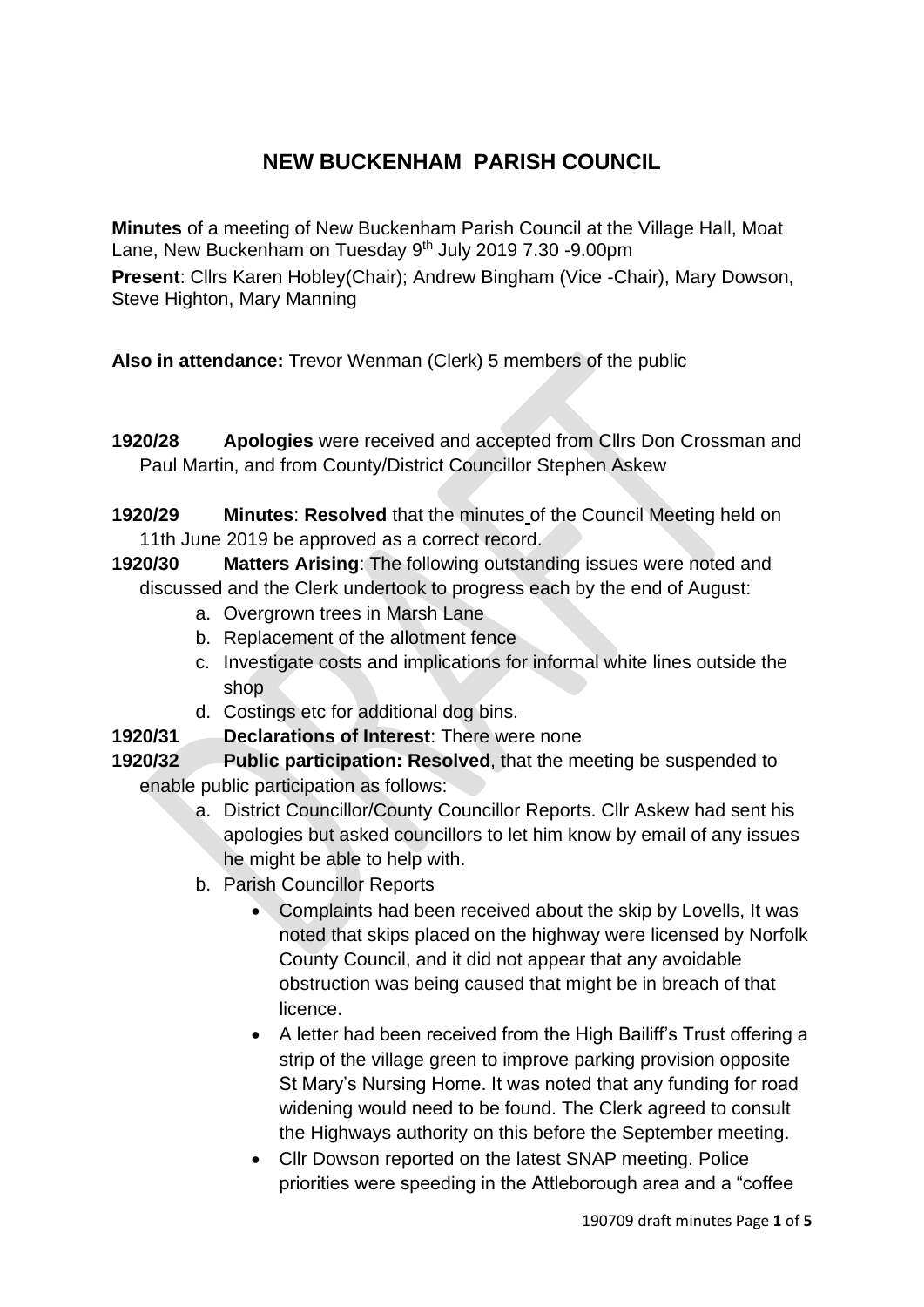# NEW BUCKENHAM PARISH COUNCIL

**Minutes** of a meeting of New Buckenham Parish Council at the Village Hall, Moat Lane, New Buckenham on Tuesday 9th July 2019 7.30 -9.00pm

**Present**: Cllrs Karen Hobley(Chair); Andrew Bingham (Vice -Chair), Mary Dowson, Steve Highton, Mary Manning

**Also in attendance:** Trevor Wenman (Clerk) 5 members of the public

**1920/28** **Apologies** were received and accepted from Cllrs Don Crossman and Paul Martin, and from County/District Councillor Stephen Askew

**1920/29** **Minutes**: **Resolved** that the minutes of the Council Meeting held on 11th June 2019 be approved as a correct record.

**1920/30** **Matters Arising**: The following outstanding issues were noted and discussed and the Clerk undertook to progress each by the end of August:

a. Overgrown trees in Marsh Lane
b. Replacement of the allotment fence
c. Investigate costs and implications for informal white lines outside the shop
d. Costings etc for additional dog bins.

**1920/31** **Declarations of Interest**: There were none

**1920/32** **Public participation: Resolved**, that the meeting be suspended to enable public participation as follows:

a. District Councillor/County Councillor Reports. Cllr Askew had sent his apologies but asked councillors to let him know by email of any issues he might be able to help with.
b. Parish Councillor Reports
   - Complaints had been received about the skip by Lovells, It was noted that skips placed on the highway were licensed by Norfolk County Council, and it did not appear that any avoidable obstruction was being caused that might be in breach of that licence.
   - A letter had been received from the High Bailiff's Trust offering a strip of the village green to improve parking provision opposite St Mary's Nursing Home. It was noted that any funding for road widening would need to be found. The Clerk agreed to consult the Highways authority on this before the September meeting.
   - Cllr Dowson reported on the latest SNAP meeting. Police priorities were speeding in the Attleborough area and a "coffee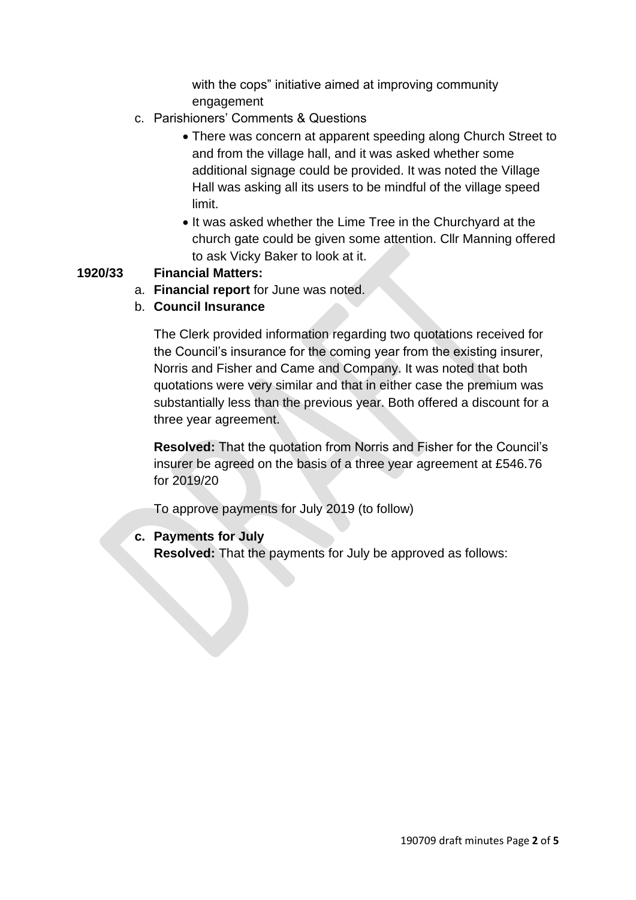with the cops" initiative aimed at improving community engagement

c. Parishioners' Comments & Questions
    - There was concern at apparent speeding along Church Street to and from the village hall, and it was asked whether some additional signage could be provided. It was noted the Village Hall was asking all its users to be mindful of the village speed limit.
    - It was asked whether the Lime Tree in the Churchyard at the church gate could be given some attention. Cllr Manning offered to ask Vicky Baker to look at it.

**1920/33 Financial Matters:**

a. **Financial report** for June was noted.

b. **Council Insurance**

The Clerk provided information regarding two quotations received for the Council's insurance for the coming year from the existing insurer, Norris and Fisher and Came and Company. It was noted that both quotations were very similar and that in either case the premium was substantially less than the previous year. Both offered a discount for a three year agreement.

**Resolved:** That the quotation from Norris and Fisher for the Council's insurer be agreed on the basis of a three year agreement at £546.76 for 2019/20

To approve payments for July 2019 (to follow)

c. **Payments for July**

**Resolved:** That the payments for July be approved as follows: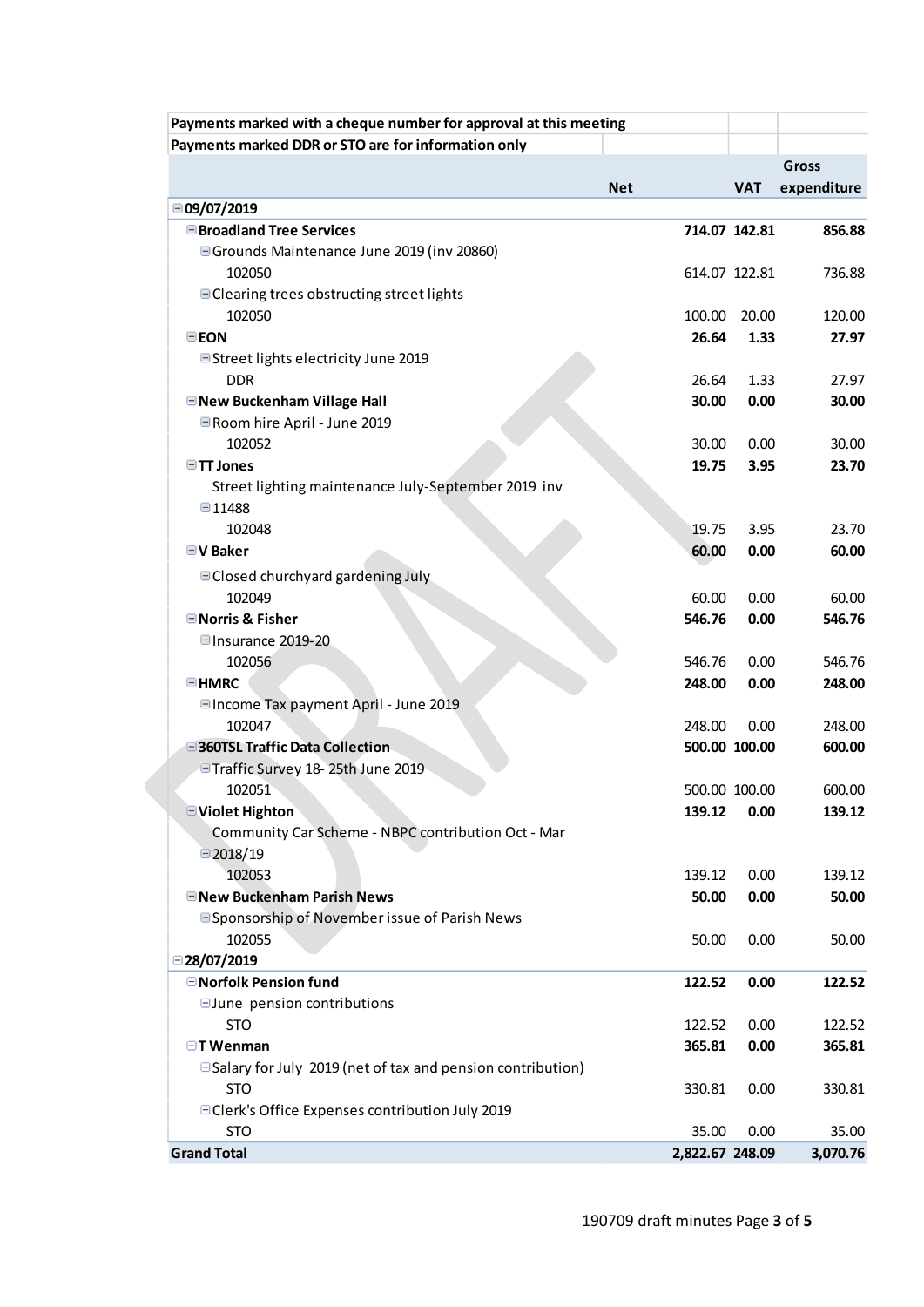| Payments marked with a cheque number for approval at this meeting | | | |
|---|---|---|---|
| Payments marked DDR or STO are for information only | | | |
| | Net | VAT | Gross expenditure |
| **09/07/2019** | | | |
| **Broadland Tree Services** | **714.07** | **142.81** | **856.88** |
| Grounds Maintenance June 2019 (inv 20860) | | | |
| 102050 | 614.07 | 122.81 | 736.88 |
| Clearing trees obstructing street lights | | | |
| 102050 | 100.00 | 20.00 | 120.00 |
| **EON** | **26.64** | **1.33** | **27.97** |
| Street lights electricity June 2019 | | | |
| DDR | 26.64 | 1.33 | 27.97 |
| **New Buckenham Village Hall** | **30.00** | **0.00** | **30.00** |
| Room hire April - June 2019 | | | |
| 102052 | 30.00 | 0.00 | 30.00 |
| **TT Jones** | **19.75** | **3.95** | **23.70** |
| Street lighting maintenance July-September 2019 inv 11488 | | | |
| 102048 | 19.75 | 3.95 | 23.70 |
| **V Baker** | **60.00** | **0.00** | **60.00** |
| Closed churchyard gardening July | | | |
| 102049 | 60.00 | 0.00 | 60.00 |
| **Norris & Fisher** | **546.76** | **0.00** | **546.76** |
| Insurance 2019-20 | | | |
| 102056 | 546.76 | 0.00 | 546.76 |
| **HMRC** | **248.00** | **0.00** | **248.00** |
| Income Tax payment April - June 2019 | | | |
| 102047 | 248.00 | 0.00 | 248.00 |
| **360TSL Traffic Data Collection** | **500.00** | **100.00** | **600.00** |
| Traffic Survey 18- 25th June 2019 | | | |
| 102051 | 500.00 | 100.00 | 600.00 |
| **Violet Highton** | **139.12** | **0.00** | **139.12** |
| Community Car Scheme - NBPC contribution Oct - Mar 2018/19 | | | |
| 102053 | 139.12 | 0.00 | 139.12 |
| **New Buckenham Parish News** | **50.00** | **0.00** | **50.00** |
| Sponsorship of November issue of Parish News | | | |
| 102055 | 50.00 | 0.00 | 50.00 |
| **28/07/2019** | | | |
| **Norfolk Pension fund** | **122.52** | **0.00** | **122.52** |
| June pension contributions | | | |
| STO | 122.52 | 0.00 | 122.52 |
| **T Wenman** | **365.81** | **0.00** | **365.81** |
| Salary for July 2019 (net of tax and pension contribution) | | | |
| STO | 330.81 | 0.00 | 330.81 |
| Clerk's Office Expenses contribution July 2019 | | | |
| STO | 35.00 | 0.00 | 35.00 |
| **Grand Total** | **2,822.67** | **248.09** | **3,070.76** |

190709 draft minutes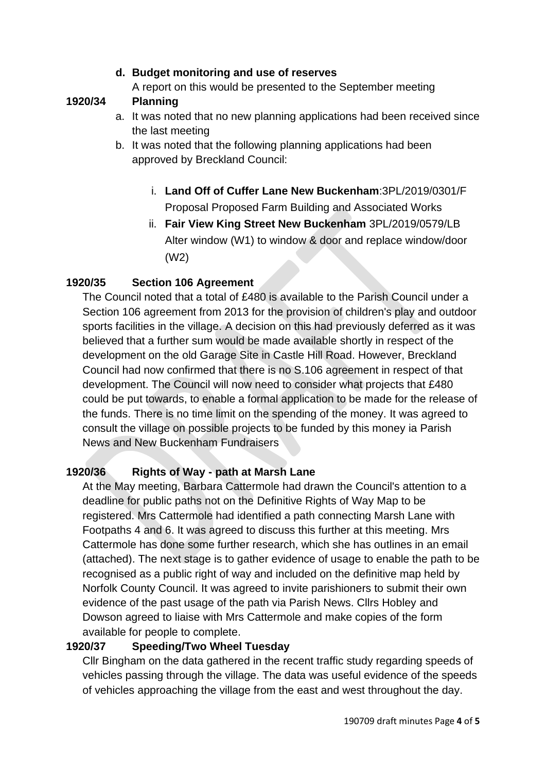**d. Budget monitoring and use of reserves**

A report on this would be presented to the September meeting

**1920/34 Planning**

a. It was noted that no new planning applications had been received since the last meeting
b. It was noted that the following planning applications had been approved by Breckland Council:

   i. **Land Off of Cuffer Lane New Buckenham**:3PL/2019/0301/F Proposal Proposed Farm Building and Associated Works
   ii. **Fair View King Street New Buckenham** 3PL/2019/0579/LB Alter window (W1) to window & door and replace window/door (W2)

**1920/35 Section 106 Agreement**

The Council noted that a total of £480 is available to the Parish Council under a Section 106 agreement from 2013 for the provision of children's play and outdoor sports facilities in the village. A decision on this had previously deferred as it was believed that a further sum would be made available shortly in respect of the development on the old Garage Site in Castle Hill Road. However, Breckland Council had now confirmed that there is no S.106 agreement in respect of that development. The Council will now need to consider what projects that £480 could be put towards, to enable a formal application to be made for the release of the funds. There is no time limit on the spending of the money. It was agreed to consult the village on possible projects to be funded by this money ia Parish News and New Buckenham Fundraisers

**1920/36 Rights of Way - path at Marsh Lane**

At the May meeting, Barbara Cattermole had drawn the Council's attention to a deadline for public paths not on the Definitive Rights of Way Map to be registered. Mrs Cattermole had identified a path connecting Marsh Lane with Footpaths 4 and 6. It was agreed to discuss this further at this meeting. Mrs Cattermole has done some further research, which she has outlines in an email (attached). The next stage is to gather evidence of usage to enable the path to be recognised as a public right of way and included on the definitive map held by Norfolk County Council. It was agreed to invite parishioners to submit their own evidence of the past usage of the path via Parish News. Cllrs Hobley and Dowson agreed to liaise with Mrs Cattermole and make copies of the form available for people to complete.

**1920/37 Speeding/Two Wheel Tuesday**

Cllr Bingham on the data gathered in the recent traffic study regarding speeds of vehicles passing through the village. The data was useful evidence of the speeds of vehicles approaching the village from the east and west throughout the day.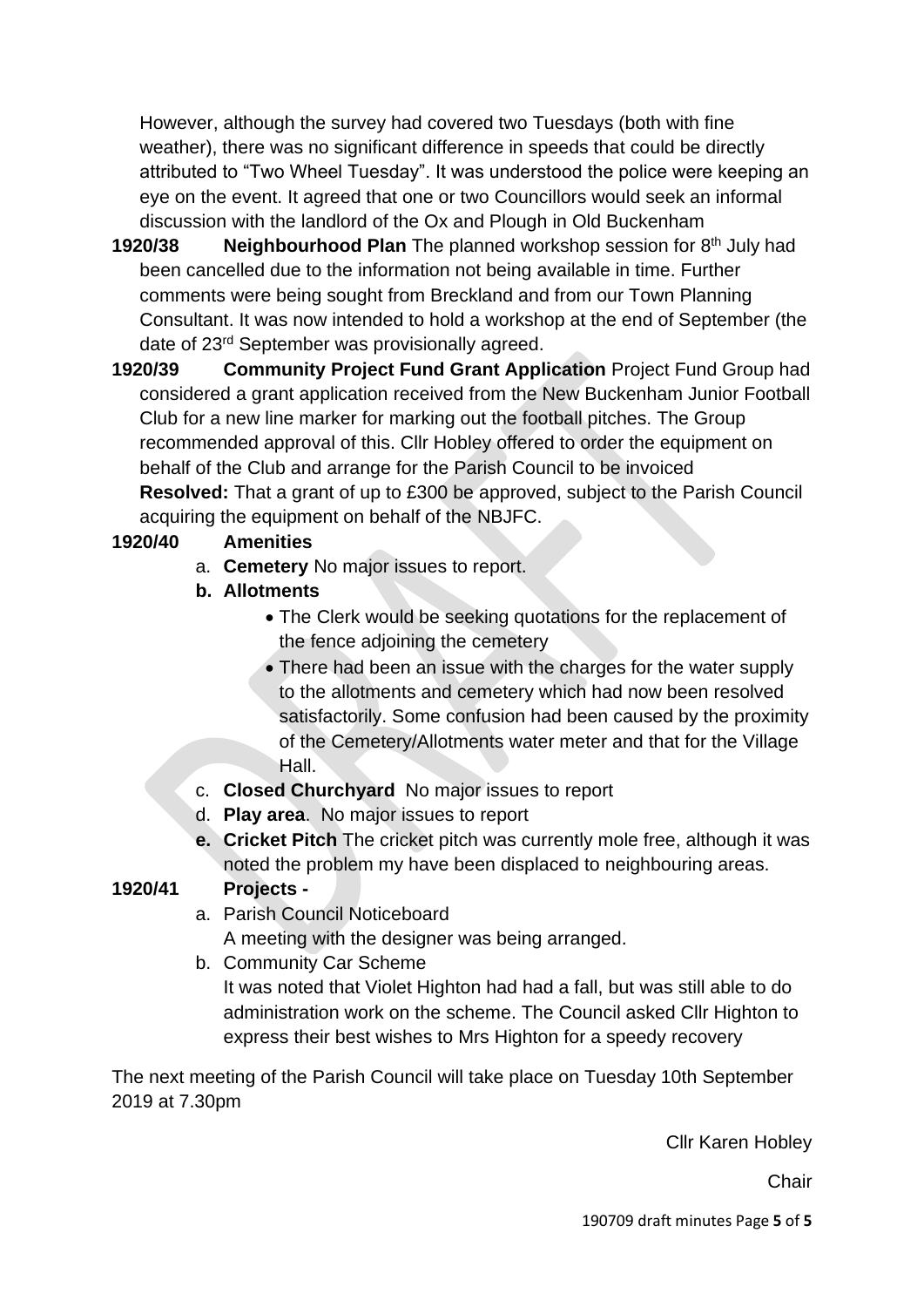However, although the survey had covered two Tuesdays (both with fine weather), there was no significant difference in speeds that could be directly attributed to "Two Wheel Tuesday". It was understood the police were keeping an eye on the event. It agreed that one or two Councillors would seek an informal discussion with the landlord of the Ox and Plough in Old Buckenham

**1920/38** **Neighbourhood Plan** The planned workshop session for 8th July had been cancelled due to the information not being available in time. Further comments were being sought from Breckland and from our Town Planning Consultant. It was now intended to hold a workshop at the end of September (the date of 23rd September was provisionally agreed.

**1920/39** **Community Project Fund Grant Application** Project Fund Group had considered a grant application received from the New Buckenham Junior Football Club for a new line marker for marking out the football pitches. The Group recommended approval of this. Cllr Hobley offered to order the equipment on behalf of the Club and arrange for the Parish Council to be invoiced
**Resolved:** That a grant of up to £300 be approved, subject to the Parish Council acquiring the equipment on behalf of the NBJFC.

**1920/40** **Amenities**

a. **Cemetery** No major issues to report.
b. **Allotments**
   - The Clerk would be seeking quotations for the replacement of the fence adjoining the cemetery
   - There had been an issue with the charges for the water supply to the allotments and cemetery which had now been resolved satisfactorily. Some confusion had been caused by the proximity of the Cemetery/Allotments water meter and that for the Village Hall.
c. **Closed Churchyard** No major issues to report
d. **Play area**. No major issues to report
e. **Cricket Pitch** The cricket pitch was currently mole free, although it was noted the problem my have been displaced to neighbouring areas.

**1920/41** **Projects -**

a. Parish Council Noticeboard
   A meeting with the designer was being arranged.
b. Community Car Scheme
   It was noted that Violet Highton had had a fall, but was still able to do administration work on the scheme. The Council asked Cllr Highton to express their best wishes to Mrs Highton for a speedy recovery

The next meeting of the Parish Council will take place on Tuesday 10th September 2019 at 7.30pm

Cllr Karen Hobley

Chair